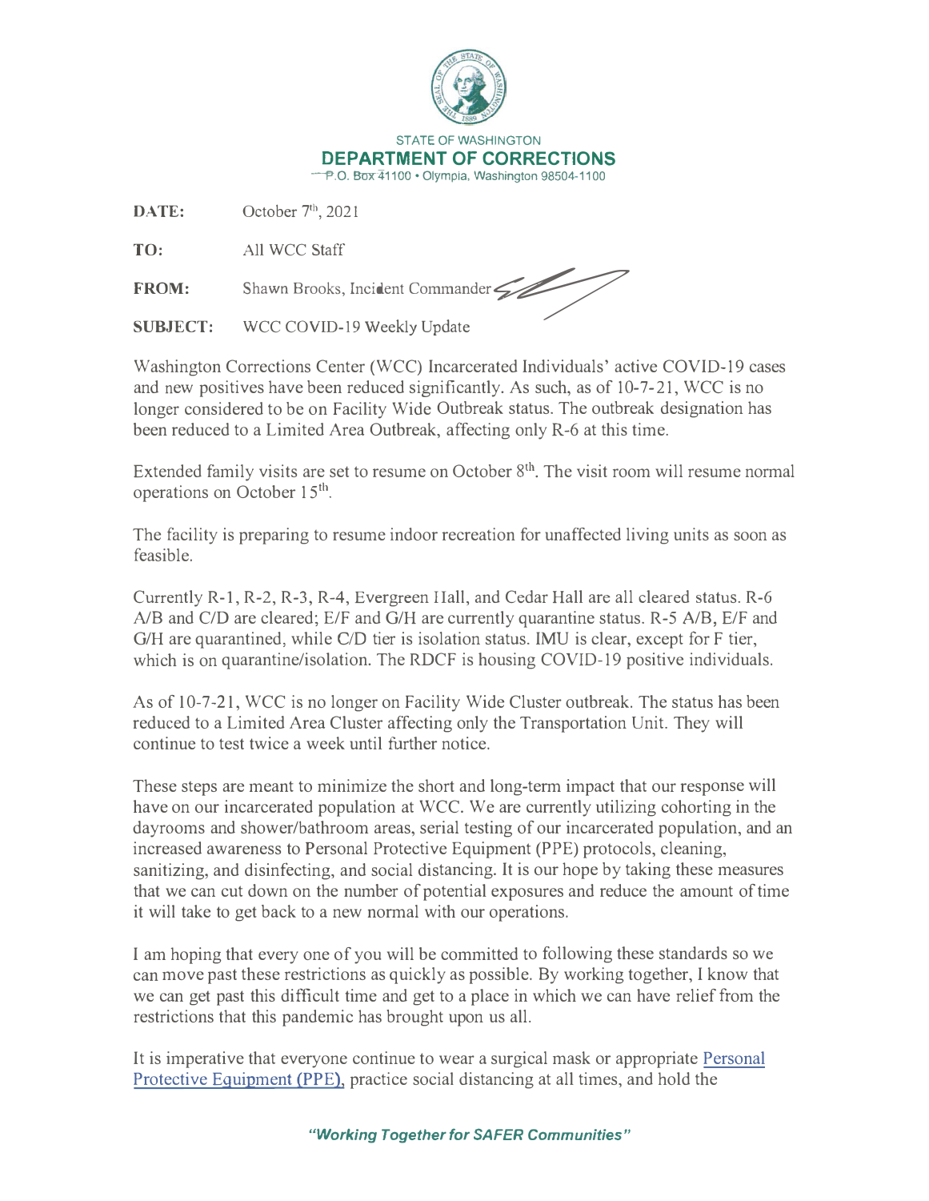STATE OF WASHINGTON

**DEPARTMENT OF CORRECTIONS**

P.O. Box 41100 • Olympia, Washington 98504-1100

**DATE:** October 7th, 2021

**TO:** All WCC Staff

**FROM:** Shawn Brooks, Incident Commander

**SUBJECT:** WCC COVID-19 Weekly Update

Washington Corrections Center (WCC) Incarcerated Individuals' active COVID-19 cases and new positives have been reduced significantly. As such, as of 10-7-21, WCC is no longer considered to be on Facility Wide Outbreak status. The outbreak designation has been reduced to a Limited Area Outbreak, affecting only R-6 at this time.

Extended family visits are set to resume on October 8th. The visit room will resume normal operations on October 15th.

The facility is preparing to resume indoor recreation for unaffected living units as soon as feasible.

Currently R-1, R-2, R-3, R-4, Evergreen Hall, and Cedar Hall are all cleared status. R-6 A/B and C/D are cleared; E/F and G/H are currently quarantine status. R-5 A/B, E/F and G/H are quarantined, while C/D tier is isolation status. IMU is clear, except for F tier, which is on quarantine/isolation. The RDCF is housing COVID-19 positive individuals.

As of 10-7-21, WCC is no longer on Facility Wide Cluster outbreak. The status has been reduced to a Limited Area Cluster affecting only the Transportation Unit. They will continue to test twice a week until further notice.

These steps are meant to minimize the short and long-term impact that our response will have on our incarcerated population at WCC. We are currently utilizing cohorting in the dayrooms and shower/bathroom areas, serial testing of our incarcerated population, and an increased awareness to Personal Protective Equipment (PPE) protocols, cleaning, sanitizing, and disinfecting, and social distancing. It is our hope by taking these measures that we can cut down on the number of potential exposures and reduce the amount of time it will take to get back to a new normal with our operations.

I am hoping that every one of you will be committed to following these standards so we can move past these restrictions as quickly as possible. By working together, I know that we can get past this difficult time and get to a place in which we can have relief from the restrictions that this pandemic has brought upon us all.

It is imperative that everyone continue to wear a surgical mask or appropriate Personal Protective Equipment (PPE), practice social distancing at all times, and hold the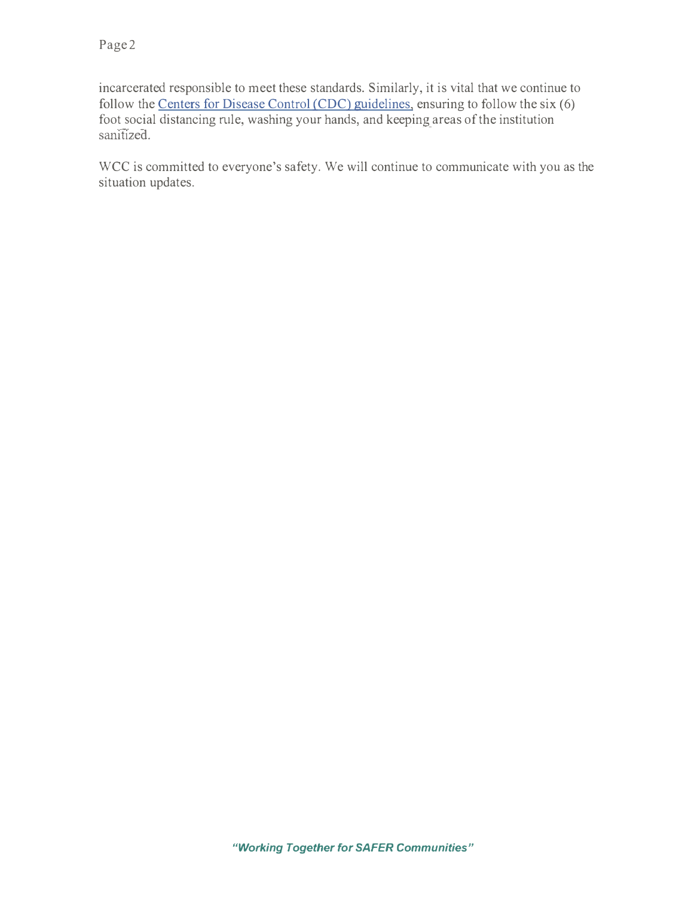incarcerated responsible to meet these standards. Similarly, it is vital that we continue to follow the [Centers for Disease Control (CDC) guidelines,](#) ensuring to follow the six (6) foot social distancing rule, washing your hands, and keeping areas of the institution sanitized.

WCC is committed to everyone's safety. We will continue to communicate with you as the situation updates.

***"Working Together for SAFER Communities"***